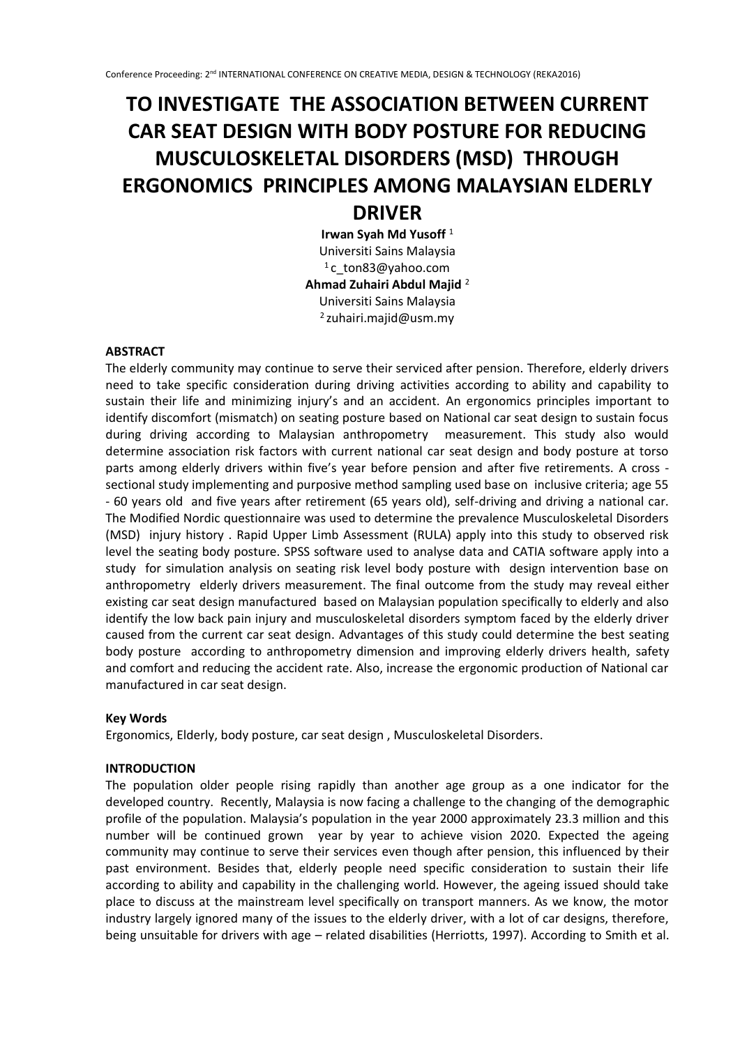# TO INVESTIGATE THE ASSOCIATION BETWEEN CURRENT CAR SEAT DESIGN WITH BODY POSTURE FOR REDUCING MUSCULOSKELETAL DISORDERS (MSD) THROUGH ERGONOMICS PRINCIPLES AMONG MALAYSIAN ELDERLY DRIVER

**Irwan Syah Md Yusoff** [1]
Universiti Sains Malaysia
[1] c_ton83@yahoo.com
**Ahmad Zuhairi Abdul Majid** [2]
Universiti Sains Malaysia
[2] zuhairi.majid@usm.my

## ABSTRACT

The elderly community may continue to serve their serviced after pension. Therefore, elderly drivers need to take specific consideration during driving activities according to ability and capability to sustain their life and minimizing injury's and an accident. An ergonomics principles important to identify discomfort (mismatch) on seating posture based on National car seat design to sustain focus during driving according to Malaysian anthropometry measurement. This study also would determine association risk factors with current national car seat design and body posture at torso parts among elderly drivers within five's year before pension and after five retirements. A cross - sectional study implementing and purposive method sampling used base on inclusive criteria; age 55 - 60 years old and five years after retirement (65 years old), self-driving and driving a national car. The Modified Nordic questionnaire was used to determine the prevalence Musculoskeletal Disorders (MSD) injury history . Rapid Upper Limb Assessment (RULA) apply into this study to observed risk level the seating body posture. SPSS software used to analyse data and CATIA software apply into a study for simulation analysis on seating risk level body posture with design intervention base on anthropometry elderly drivers measurement. The final outcome from the study may reveal either existing car seat design manufactured based on Malaysian population specifically to elderly and also identify the low back pain injury and musculoskeletal disorders symptom faced by the elderly driver caused from the current car seat design. Advantages of this study could determine the best seating body posture according to anthropometry dimension and improving elderly drivers health, safety and comfort and reducing the accident rate. Also, increase the ergonomic production of National car manufactured in car seat design.

### Key Words

Ergonomics, Elderly, body posture, car seat design , Musculoskeletal Disorders.

## INTRODUCTION

The population older people rising rapidly than another age group as a one indicator for the developed country. Recently, Malaysia is now facing a challenge to the changing of the demographic profile of the population. Malaysia's population in the year 2000 approximately 23.3 million and this number will be continued grown year by year to achieve vision 2020. Expected the ageing community may continue to serve their services even though after pension, this influenced by their past environment. Besides that, elderly people need specific consideration to sustain their life according to ability and capability in the challenging world. However, the ageing issued should take place to discuss at the mainstream level specifically on transport manners. As we know, the motor industry largely ignored many of the issues to the elderly driver, with a lot of car designs, therefore, being unsuitable for drivers with age – related disabilities (Herriotts, 1997). According to Smith et al.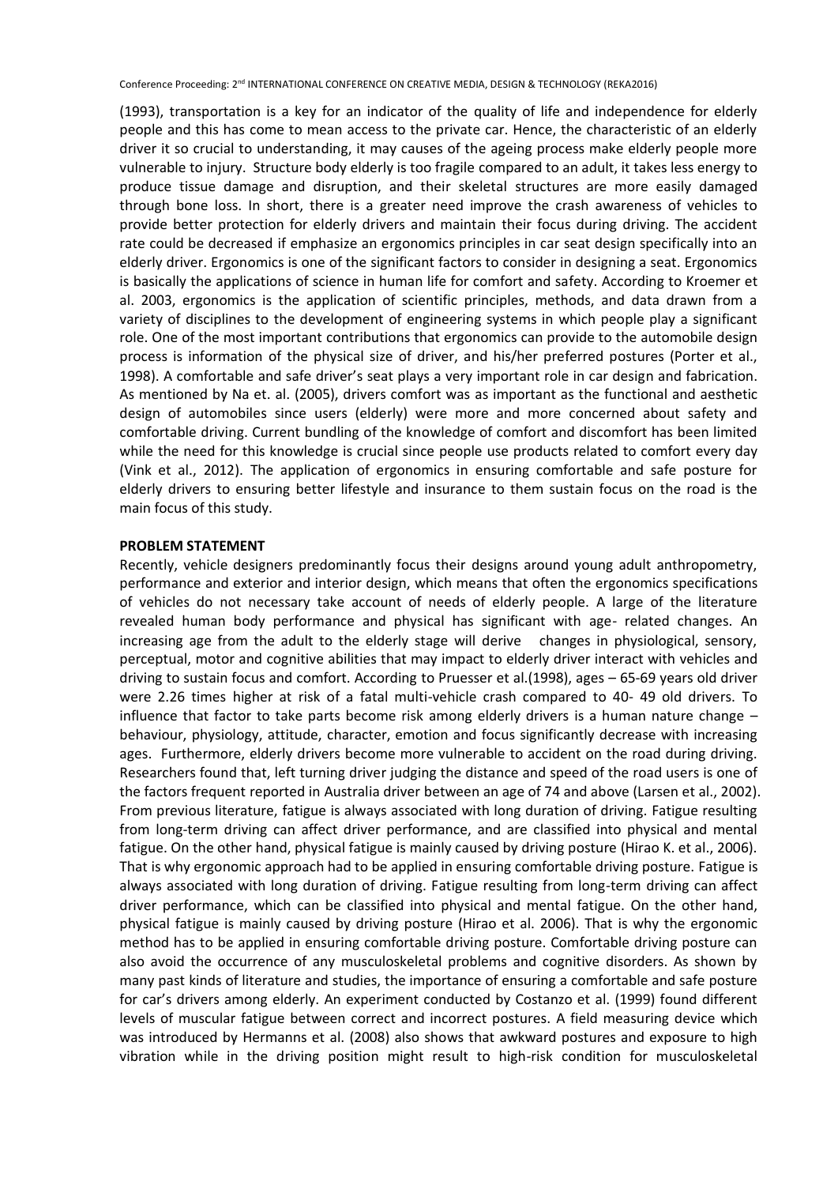(1993), transportation is a key for an indicator of the quality of life and independence for elderly people and this has come to mean access to the private car. Hence, the characteristic of an elderly driver it so crucial to understanding, it may causes of the ageing process make elderly people more vulnerable to injury. Structure body elderly is too fragile compared to an adult, it takes less energy to produce tissue damage and disruption, and their skeletal structures are more easily damaged through bone loss. In short, there is a greater need improve the crash awareness of vehicles to provide better protection for elderly drivers and maintain their focus during driving. The accident rate could be decreased if emphasize an ergonomics principles in car seat design specifically into an elderly driver. Ergonomics is one of the significant factors to consider in designing a seat. Ergonomics is basically the applications of science in human life for comfort and safety. According to Kroemer et al. 2003, ergonomics is the application of scientific principles, methods, and data drawn from a variety of disciplines to the development of engineering systems in which people play a significant role. One of the most important contributions that ergonomics can provide to the automobile design process is information of the physical size of driver, and his/her preferred postures (Porter et al., 1998). A comfortable and safe driver's seat plays a very important role in car design and fabrication. As mentioned by Na et. al. (2005), drivers comfort was as important as the functional and aesthetic design of automobiles since users (elderly) were more and more concerned about safety and comfortable driving. Current bundling of the knowledge of comfort and discomfort has been limited while the need for this knowledge is crucial since people use products related to comfort every day (Vink et al., 2012). The application of ergonomics in ensuring comfortable and safe posture for elderly drivers to ensuring better lifestyle and insurance to them sustain focus on the road is the main focus of this study.

## PROBLEM STATEMENT

Recently, vehicle designers predominantly focus their designs around young adult anthropometry, performance and exterior and interior design, which means that often the ergonomics specifications of vehicles do not necessary take account of needs of elderly people. A large of the literature revealed human body performance and physical has significant with age- related changes. An increasing age from the adult to the elderly stage will derive changes in physiological, sensory, perceptual, motor and cognitive abilities that may impact to elderly driver interact with vehicles and driving to sustain focus and comfort. According to Pruesser et al.(1998), ages – 65-69 years old driver were 2.26 times higher at risk of a fatal multi-vehicle crash compared to 40- 49 old drivers. To influence that factor to take parts become risk among elderly drivers is a human nature change – behaviour, physiology, attitude, character, emotion and focus significantly decrease with increasing ages. Furthermore, elderly drivers become more vulnerable to accident on the road during driving. Researchers found that, left turning driver judging the distance and speed of the road users is one of the factors frequent reported in Australia driver between an age of 74 and above (Larsen et al., 2002). From previous literature, fatigue is always associated with long duration of driving. Fatigue resulting from long-term driving can affect driver performance, and are classified into physical and mental fatigue. On the other hand, physical fatigue is mainly caused by driving posture (Hirao K. et al., 2006). That is why ergonomic approach had to be applied in ensuring comfortable driving posture. Fatigue is always associated with long duration of driving. Fatigue resulting from long-term driving can affect driver performance, which can be classified into physical and mental fatigue. On the other hand, physical fatigue is mainly caused by driving posture (Hirao et al. 2006). That is why the ergonomic method has to be applied in ensuring comfortable driving posture. Comfortable driving posture can also avoid the occurrence of any musculoskeletal problems and cognitive disorders. As shown by many past kinds of literature and studies, the importance of ensuring a comfortable and safe posture for car's drivers among elderly. An experiment conducted by Costanzo et al. (1999) found different levels of muscular fatigue between correct and incorrect postures. A field measuring device which was introduced by Hermanns et al. (2008) also shows that awkward postures and exposure to high vibration while in the driving position might result to high-risk condition for musculoskeletal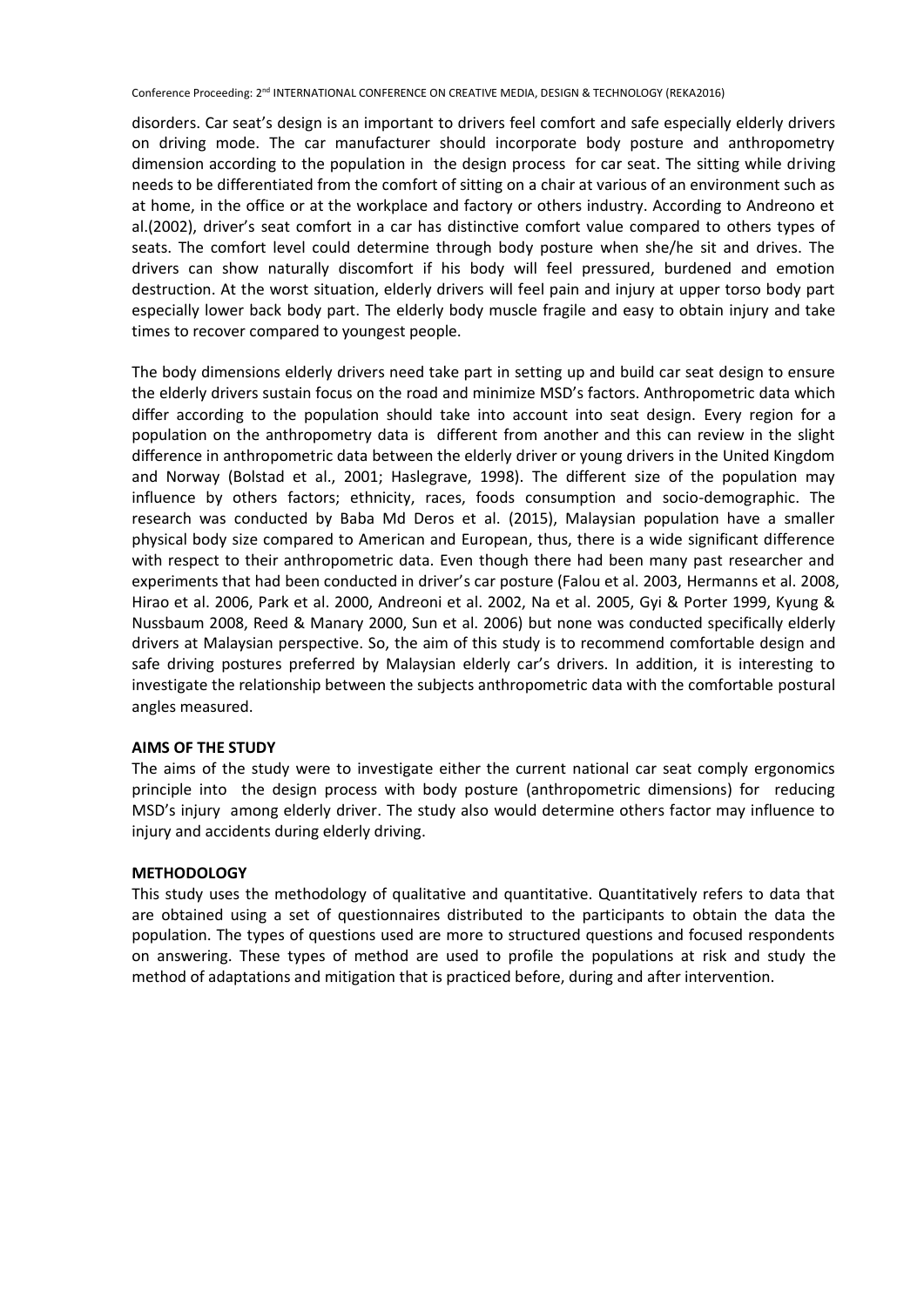disorders. Car seat's design is an important to drivers feel comfort and safe especially elderly drivers on driving mode. The car manufacturer should incorporate body posture and anthropometry dimension according to the population in the design process for car seat. The sitting while driving needs to be differentiated from the comfort of sitting on a chair at various of an environment such as at home, in the office or at the workplace and factory or others industry. According to Andreono et al.(2002), driver's seat comfort in a car has distinctive comfort value compared to others types of seats. The comfort level could determine through body posture when she/he sit and drives. The drivers can show naturally discomfort if his body will feel pressured, burdened and emotion destruction. At the worst situation, elderly drivers will feel pain and injury at upper torso body part especially lower back body part. The elderly body muscle fragile and easy to obtain injury and take times to recover compared to youngest people.

The body dimensions elderly drivers need take part in setting up and build car seat design to ensure the elderly drivers sustain focus on the road and minimize MSD's factors. Anthropometric data which differ according to the population should take into account into seat design. Every region for a population on the anthropometry data is different from another and this can review in the slight difference in anthropometric data between the elderly driver or young drivers in the United Kingdom and Norway (Bolstad et al., 2001; Haslegrave, 1998). The different size of the population may influence by others factors; ethnicity, races, foods consumption and socio-demographic. The research was conducted by Baba Md Deros et al. (2015), Malaysian population have a smaller physical body size compared to American and European, thus, there is a wide significant difference with respect to their anthropometric data. Even though there had been many past researcher and experiments that had been conducted in driver's car posture (Falou et al. 2003, Hermanns et al. 2008, Hirao et al. 2006, Park et al. 2000, Andreoni et al. 2002, Na et al. 2005, Gyi & Porter 1999, Kyung & Nussbaum 2008, Reed & Manary 2000, Sun et al. 2006) but none was conducted specifically elderly drivers at Malaysian perspective. So, the aim of this study is to recommend comfortable design and safe driving postures preferred by Malaysian elderly car's drivers. In addition, it is interesting to investigate the relationship between the subjects anthropometric data with the comfortable postural angles measured.

## AIMS OF THE STUDY

The aims of the study were to investigate either the current national car seat comply ergonomics principle into the design process with body posture (anthropometric dimensions) for reducing MSD's injury among elderly driver. The study also would determine others factor may influence to injury and accidents during elderly driving.

## METHODOLOGY

This study uses the methodology of qualitative and quantitative. Quantitatively refers to data that are obtained using a set of questionnaires distributed to the participants to obtain the data the population. The types of questions used are more to structured questions and focused respondents on answering. These types of method are used to profile the populations at risk and study the method of adaptations and mitigation that is practiced before, during and after intervention.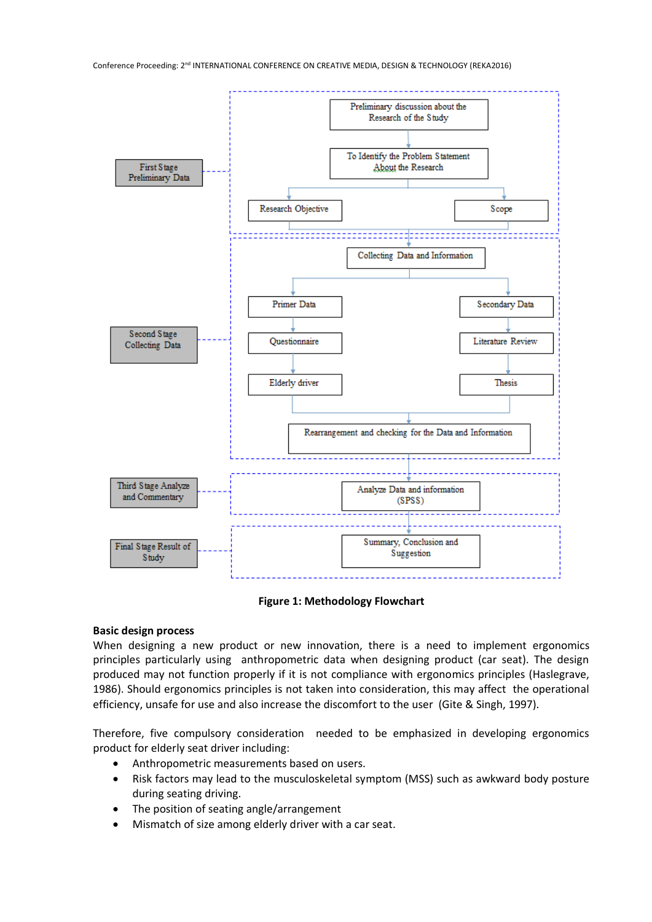**First Stage Preliminary Data**

- Preliminary discussion about the Research of the Study
- To Identify the Problem Statement About the Research
- Research Objective
- Scope

**Second Stage Collecting Data**

- Collecting Data and Information
- Primer Data → Questionnaire → Elderly driver
- Secondary Data → Literature Review → Thesis
- Rearrangement and checking for the Data and Information

**Third Stage Analyze and Commentary**

- Analyze Data and information (SPSS)

**Final Stage Result of Study**

- Summary, Conclusion and Suggestion

**Figure 1: Methodology Flowchart**

**Basic design process**

When designing a new product or new innovation, there is a need to implement ergonomics principles particularly using anthropometric data when designing product (car seat). The design produced may not function properly if it is not compliance with ergonomics principles (Haslegrave, 1986). Should ergonomics principles is not taken into consideration, this may affect the operational efficiency, unsafe for use and also increase the discomfort to the user (Gite & Singh, 1997).

Therefore, five compulsory consideration needed to be emphasized in developing ergonomics product for elderly seat driver including:

- Anthropometric measurements based on users.
- Risk factors may lead to the musculoskeletal symptom (MSS) such as awkward body posture during seating driving.
- The position of seating angle/arrangement
- Mismatch of size among elderly driver with a car seat.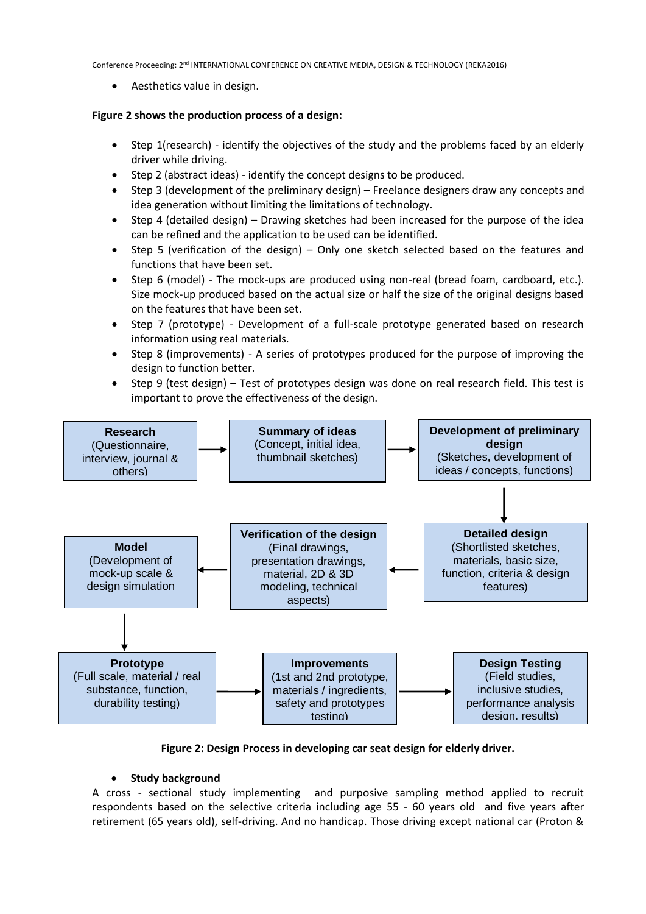- Aesthetics value in design.

**Figure 2 shows the production process of a design:**

- Step 1(research) - identify the objectives of the study and the problems faced by an elderly driver while driving.
- Step 2 (abstract ideas) - identify the concept designs to be produced.
- Step 3 (development of the preliminary design) – Freelance designers draw any concepts and idea generation without limiting the limitations of technology.
- Step 4 (detailed design) – Drawing sketches had been increased for the purpose of the idea can be refined and the application to be used can be identified.
- Step 5 (verification of the design) – Only one sketch selected based on the features and functions that have been set.
- Step 6 (model) - The mock-ups are produced using non-real (bread foam, cardboard, etc.). Size mock-up produced based on the actual size or half the size of the original designs based on the features that have been set.
- Step 7 (prototype) - Development of a full-scale prototype generated based on research information using real materials.
- Step 8 (improvements) - A series of prototypes produced for the purpose of improving the design to function better.
- Step 9 (test design) – Test of prototypes design was done on real research field. This test is important to prove the effectiveness of the design.

**Research** (Questionnaire, interview, journal & others) → **Summary of ideas** (Concept, initial idea, thumbnail sketches) → **Development of preliminary design** (Sketches, development of ideas / concepts, functions) → **Detailed design** (Shortlisted sketches, materials, basic size, function, criteria & design features) → **Verification of the design** (Final drawings, presentation drawings, material, 2D & 3D modeling, technical aspects) → **Model** (Development of mock-up scale & design simulation) → **Prototype** (Full scale, material / real substance, function, durability testing) → **Improvements** (1st and 2nd prototype, materials / ingredients, safety and prototypes testing) → **Design Testing** (Field studies, inclusive studies, performance analysis design, results)

**Figure 2: Design Process in developing car seat design for elderly driver.**

- **Study background**

A cross - sectional study implementing and purposive sampling method applied to recruit respondents based on the selective criteria including age 55 - 60 years old and five years after retirement (65 years old), self-driving. And no handicap. Those driving except national car (Proton &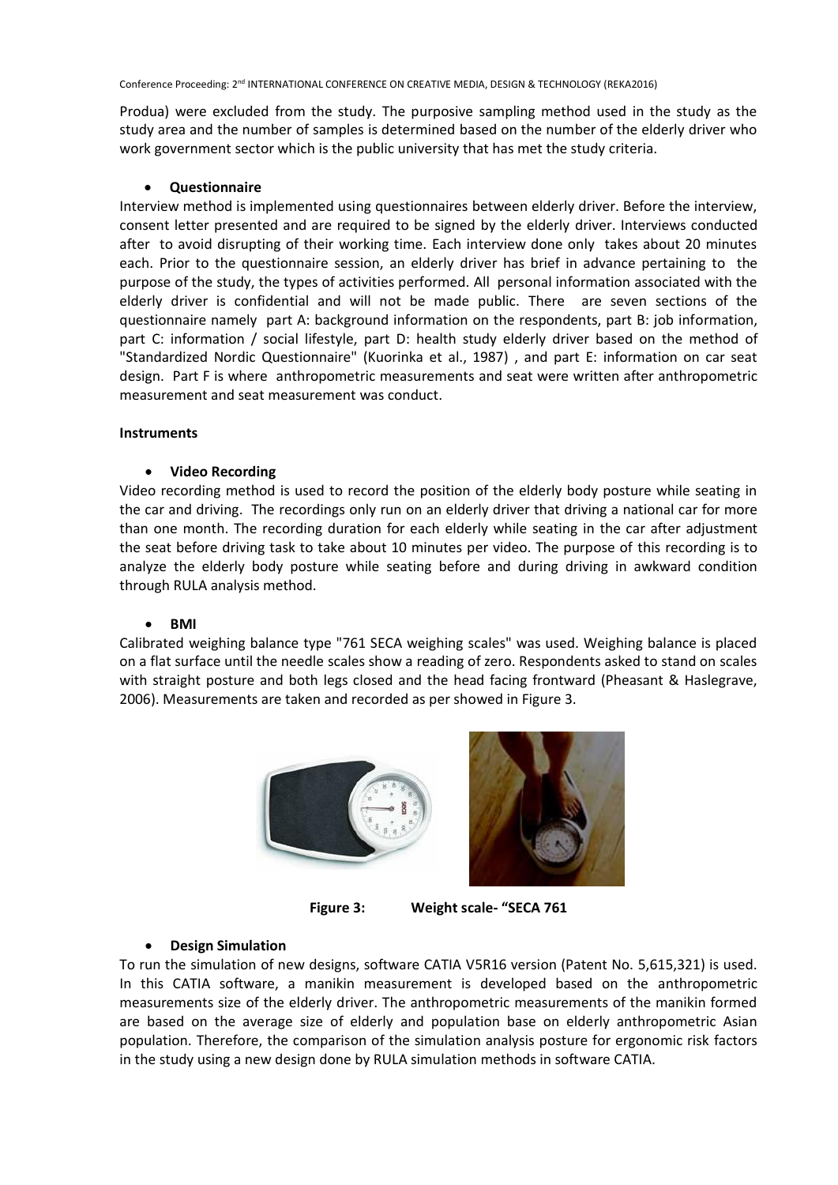Produa) were excluded from the study. The purposive sampling method used in the study as the study area and the number of samples is determined based on the number of the elderly driver who work government sector which is the public university that has met the study criteria.

- **Questionnaire**

Interview method is implemented using questionnaires between elderly driver. Before the interview, consent letter presented and are required to be signed by the elderly driver. Interviews conducted after to avoid disrupting of their working time. Each interview done only takes about 20 minutes each. Prior to the questionnaire session, an elderly driver has brief in advance pertaining to the purpose of the study, the types of activities performed. All personal information associated with the elderly driver is confidential and will not be made public. There are seven sections of the questionnaire namely part A: background information on the respondents, part B: job information, part C: information / social lifestyle, part D: health study elderly driver based on the method of "Standardized Nordic Questionnaire" (Kuorinka et al., 1987) , and part E: information on car seat design. Part F is where anthropometric measurements and seat were written after anthropometric measurement and seat measurement was conduct.

**Instruments**

- **Video Recording**

Video recording method is used to record the position of the elderly body posture while seating in the car and driving. The recordings only run on an elderly driver that driving a national car for more than one month. The recording duration for each elderly while seating in the car after adjustment the seat before driving task to take about 10 minutes per video. The purpose of this recording is to analyze the elderly body posture while seating before and during driving in awkward condition through RULA analysis method.

- **BMI**

Calibrated weighing balance type "761 SECA weighing scales" was used. Weighing balance is placed on a flat surface until the needle scales show a reading of zero. Respondents asked to stand on scales with straight posture and both legs closed and the head facing frontward (Pheasant & Haslegrave, 2006). Measurements are taken and recorded as per showed in Figure 3.

**Figure 3: Weight scale- "SECA 761**

- **Design Simulation**

To run the simulation of new designs, software CATIA V5R16 version (Patent No. 5,615,321) is used. In this CATIA software, a manikin measurement is developed based on the anthropometric measurements size of the elderly driver. The anthropometric measurements of the manikin formed are based on the average size of elderly and population base on elderly anthropometric Asian population. Therefore, the comparison of the simulation analysis posture for ergonomic risk factors in the study using a new design done by RULA simulation methods in software CATIA.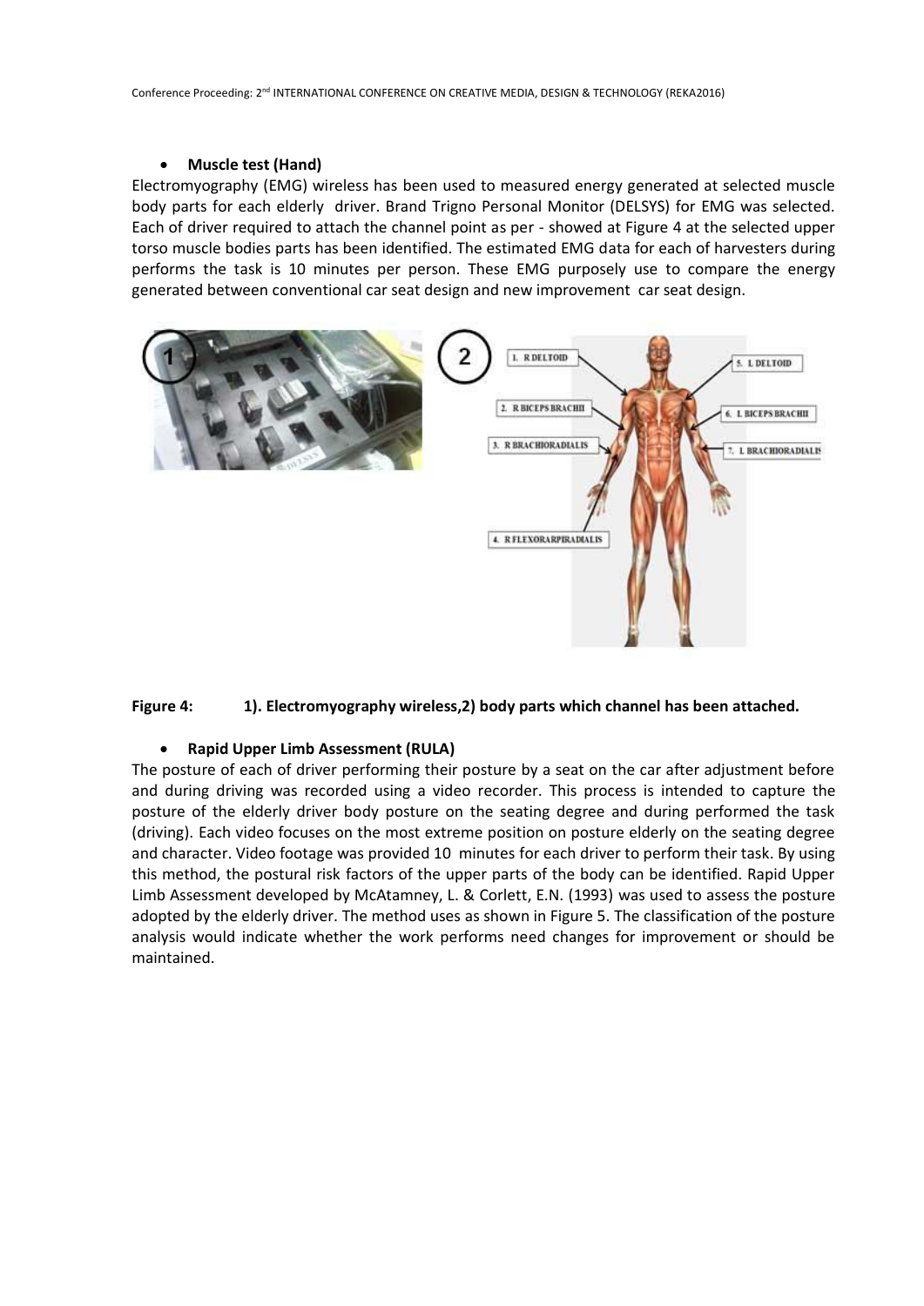- **Muscle test (Hand)**

Electromyography (EMG) wireless has been used to measured energy generated at selected muscle body parts for each elderly driver. Brand Trigno Personal Monitor (DELSYS) for EMG was selected. Each of driver required to attach the channel point as per - showed at Figure 4 at the selected upper torso muscle bodies parts has been identified. The estimated EMG data for each of harvesters during performs the task is 10 minutes per person. These EMG purposely use to compare the energy generated between conventional car seat design and new improvement car seat design.

**Figure 4: 1). Electromyography wireless,2) body parts which channel has been attached.**

- **Rapid Upper Limb Assessment (RULA)**

The posture of each of driver performing their posture by a seat on the car after adjustment before and during driving was recorded using a video recorder. This process is intended to capture the posture of the elderly driver body posture on the seating degree and during performed the task (driving). Each video focuses on the most extreme position on posture elderly on the seating degree and character. Video footage was provided 10 minutes for each driver to perform their task. By using this method, the postural risk factors of the upper parts of the body can be identified. Rapid Upper Limb Assessment developed by McAtamney, L. & Corlett, E.N. (1993) was used to assess the posture adopted by the elderly driver. The method uses as shown in Figure 5. The classification of the posture analysis would indicate whether the work performs need changes for improvement or should be maintained.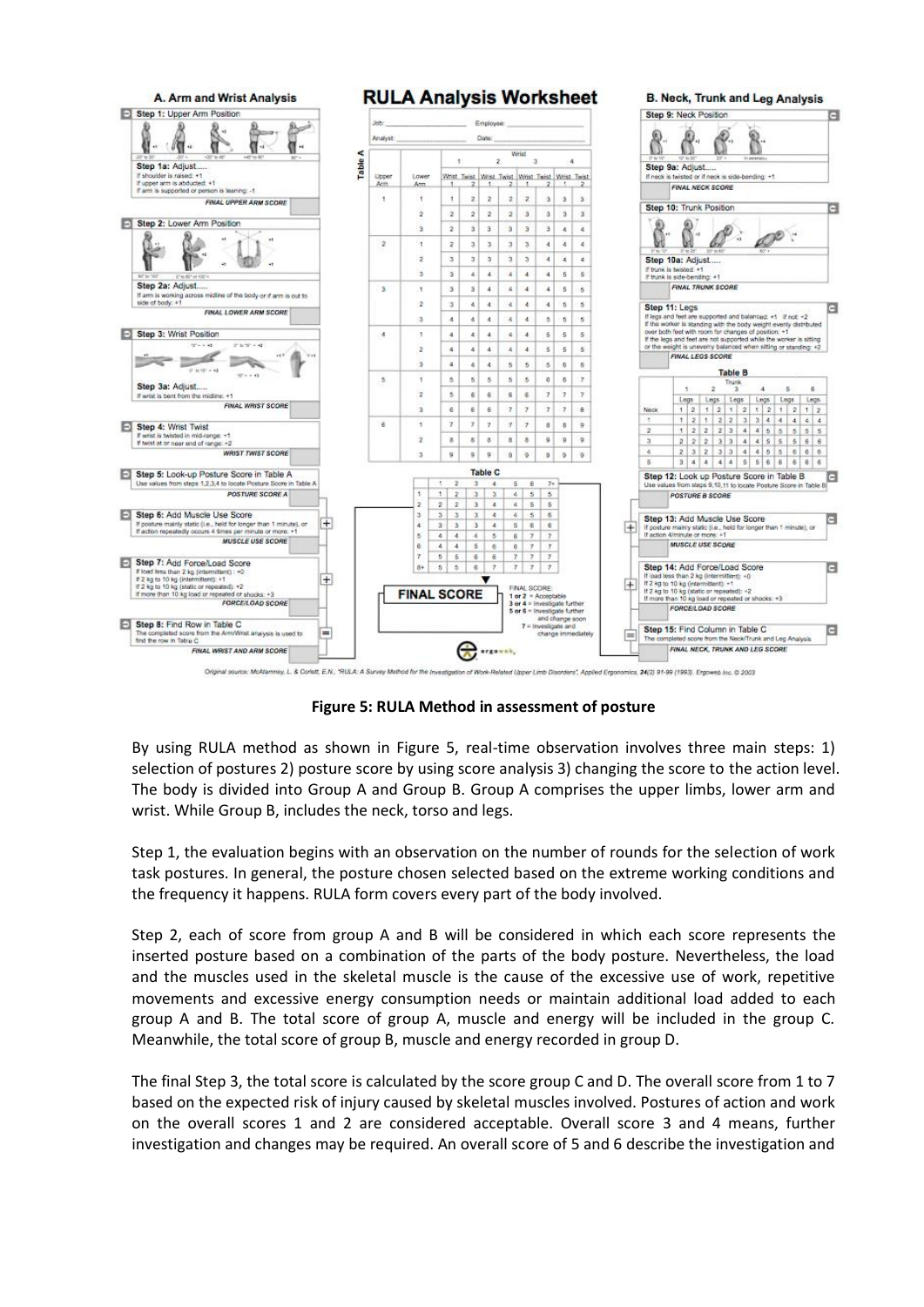**Figure 5: RULA Method in assessment of posture**

By using RULA method as shown in Figure 5, real-time observation involves three main steps: 1) selection of postures 2) posture score by using score analysis 3) changing the score to the action level. The body is divided into Group A and Group B. Group A comprises the upper limbs, lower arm and wrist. While Group B, includes the neck, torso and legs.

Step 1, the evaluation begins with an observation on the number of rounds for the selection of work task postures. In general, the posture chosen selected based on the extreme working conditions and the frequency it happens. RULA form covers every part of the body involved.

Step 2, each of score from group A and B will be considered in which each score represents the inserted posture based on a combination of the parts of the body posture. Nevertheless, the load and the muscles used in the skeletal muscle is the cause of the excessive use of work, repetitive movements and excessive energy consumption needs or maintain additional load added to each group A and B. The total score of group A, muscle and energy will be included in the group C. Meanwhile, the total score of group B, muscle and energy recorded in group D.

The final Step 3, the total score is calculated by the score group C and D. The overall score from 1 to 7 based on the expected risk of injury caused by skeletal muscles involved. Postures of action and work on the overall scores 1 and 2 are considered acceptable. Overall score 3 and 4 means, further investigation and changes may be required. An overall score of 5 and 6 describe the investigation and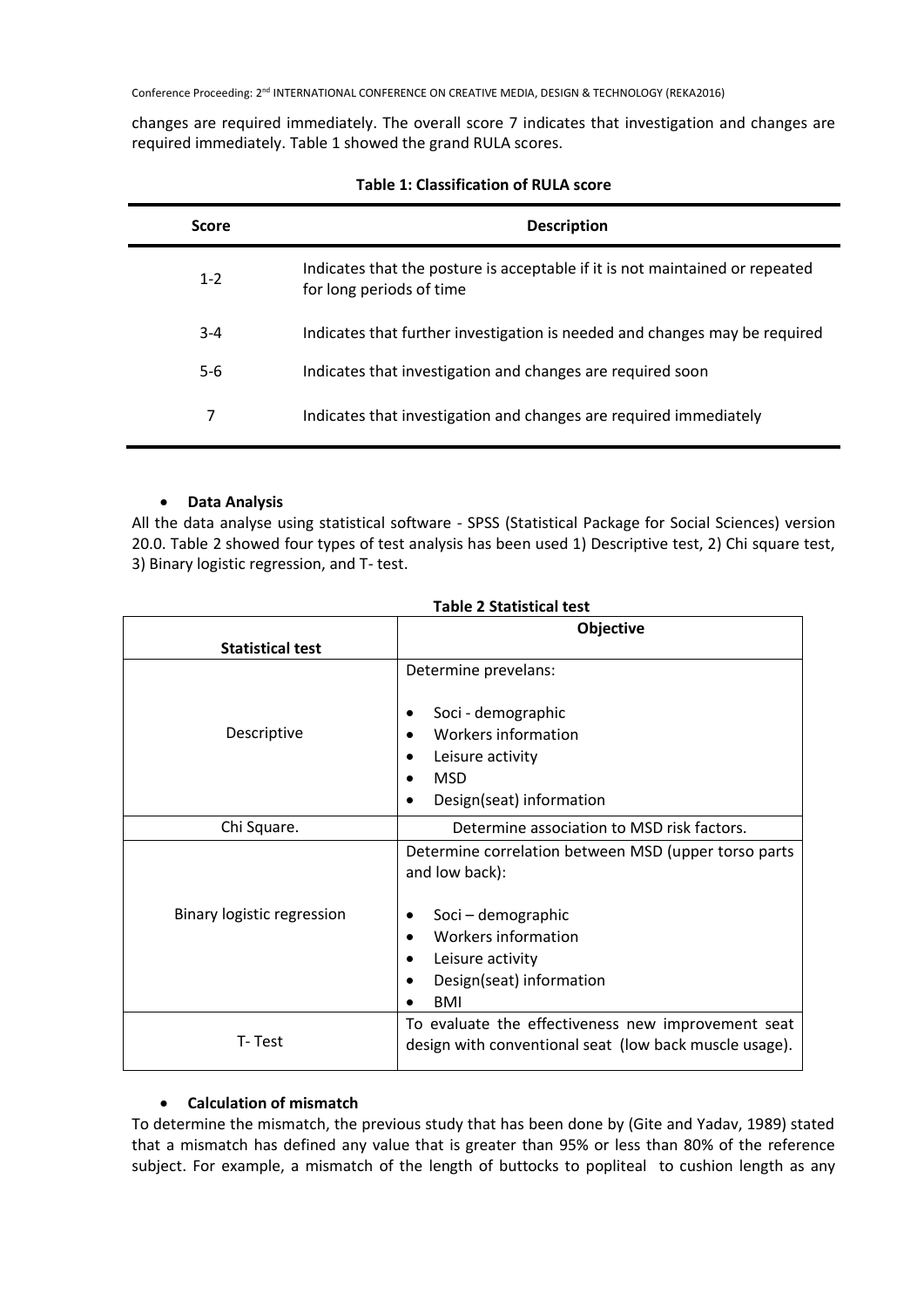changes are required immediately. The overall score 7 indicates that investigation and changes are required immediately. Table 1 showed the grand RULA scores.

**Table 1: Classification of RULA score**

| Score | Description |
|---|---|
| 1-2 | Indicates that the posture is acceptable if it is not maintained or repeated for long periods of time |
| 3-4 | Indicates that further investigation is needed and changes may be required |
| 5-6 | Indicates that investigation and changes are required soon |
| 7 | Indicates that investigation and changes are required immediately |

- **Data Analysis**

All the data analyse using statistical software - SPSS (Statistical Package for Social Sciences) version 20.0. Table 2 showed four types of test analysis has been used 1) Descriptive test, 2) Chi square test, 3) Binary logistic regression, and T- test.

**Table 2 Statistical test**

| Statistical test | Objective |
|---|---|
| Descriptive | Determine prevelans:<br>• Soci - demographic<br>• Workers information<br>• Leisure activity<br>• MSD<br>• Design(seat) information |
| Chi Square. | Determine association to MSD risk factors. |
| Binary logistic regression | Determine correlation between MSD (upper torso parts and low back):<br>• Soci – demographic<br>• Workers information<br>• Leisure activity<br>• Design(seat) information<br>• BMI |
| T- Test | To evaluate the effectiveness new improvement seat design with conventional seat (low back muscle usage). |

- **Calculation of mismatch**

To determine the mismatch, the previous study that has been done by (Gite and Yadav, 1989) stated that a mismatch has defined any value that is greater than 95% or less than 80% of the reference subject. For example, a mismatch of the length of buttocks to popliteal to cushion length as any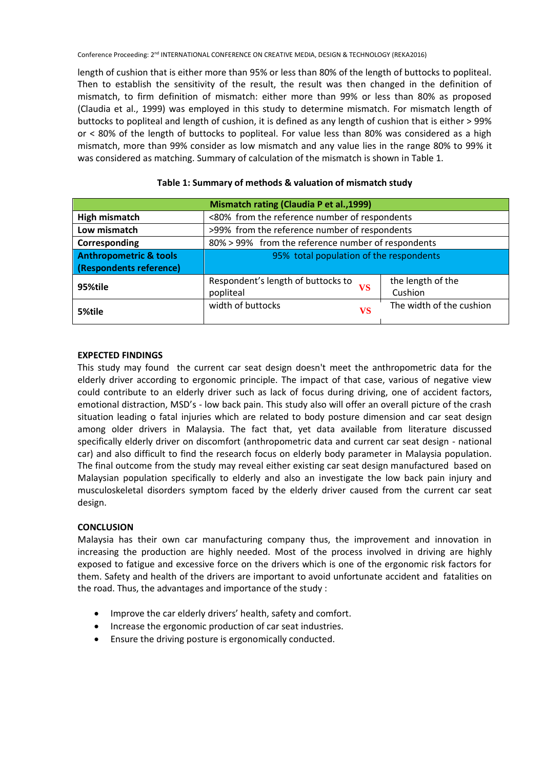length of cushion that is either more than 95% or less than 80% of the length of buttocks to popliteal. Then to establish the sensitivity of the result, the result was then changed in the definition of mismatch, to firm definition of mismatch: either more than 99% or less than 80% as proposed (Claudia et al., 1999) was employed in this study to determine mismatch. For mismatch length of buttocks to popliteal and length of cushion, it is defined as any length of cushion that is either > 99% or < 80% of the length of buttocks to popliteal. For value less than 80% was considered as a high mismatch, more than 99% consider as low mismatch and any value lies in the range 80% to 99% it was considered as matching. Summary of calculation of the mismatch is shown in Table 1.

**Table 1: Summary of methods & valuation of mismatch study**

| Mismatch rating (Claudia P et al.,1999) | | | |
|---|---|---|---|
| **High mismatch** | <80% from the reference number of respondents | | |
| **Low mismatch** | >99% from the reference number of respondents | | |
| **Corresponding** | 80% > 99% from the reference number of respondents | | |
| **Anthropometric & tools (Respondents reference)** | 95% total population of the respondents | | |
| **95%tile** | Respondent's length of buttocks to popliteal | VS | the length of the Cushion |
| **5%tile** | width of buttocks | VS | The width of the cushion |

**EXPECTED FINDINGS**

This study may found the current car seat design doesn't meet the anthropometric data for the elderly driver according to ergonomic principle. The impact of that case, various of negative view could contribute to an elderly driver such as lack of focus during driving, one of accident factors, emotional distraction, MSD's - low back pain. This study also will offer an overall picture of the crash situation leading o fatal injuries which are related to body posture dimension and car seat design among older drivers in Malaysia. The fact that, yet data available from literature discussed specifically elderly driver on discomfort (anthropometric data and current car seat design - national car) and also difficult to find the research focus on elderly body parameter in Malaysia population. The final outcome from the study may reveal either existing car seat design manufactured based on Malaysian population specifically to elderly and also an investigate the low back pain injury and musculoskeletal disorders symptom faced by the elderly driver caused from the current car seat design.

**CONCLUSION**

Malaysia has their own car manufacturing company thus, the improvement and innovation in increasing the production are highly needed. Most of the process involved in driving are highly exposed to fatigue and excessive force on the drivers which is one of the ergonomic risk factors for them. Safety and health of the drivers are important to avoid unfortunate accident and fatalities on the road. Thus, the advantages and importance of the study :

- Improve the car elderly drivers' health, safety and comfort.
- Increase the ergonomic production of car seat industries.
- Ensure the driving posture is ergonomically conducted.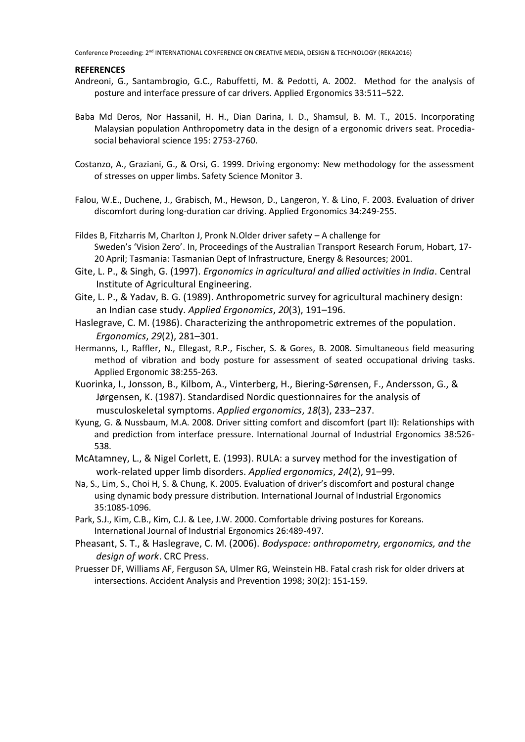**REFERENCES**

Andreoni, G., Santambrogio, G.C., Rabuffetti, M. & Pedotti, A. 2002. Method for the analysis of posture and interface pressure of car drivers. Applied Ergonomics 33:511–522.

Baba Md Deros, Nor Hassanil, H. H., Dian Darina, I. D., Shamsul, B. M. T., 2015. Incorporating Malaysian population Anthropometry data in the design of a ergonomic drivers seat. Procedia-social behavioral science 195: 2753-2760.

Costanzo, A., Graziani, G., & Orsi, G. 1999. Driving ergonomy: New methodology for the assessment of stresses on upper limbs. Safety Science Monitor 3.

Falou, W.E., Duchene, J., Grabisch, M., Hewson, D., Langeron, Y. & Lino, F. 2003. Evaluation of driver discomfort during long-duration car driving. Applied Ergonomics 34:249-255.

Fildes B, Fitzharris M, Charlton J, Pronk N.Older driver safety – A challenge for Sweden's 'Vision Zero'. In, Proceedings of the Australian Transport Research Forum, Hobart, 17-20 April; Tasmania: Tasmanian Dept of Infrastructure, Energy & Resources; 2001.

Gite, L. P., & Singh, G. (1997). *Ergonomics in agricultural and allied activities in India*. Central Institute of Agricultural Engineering.

Gite, L. P., & Yadav, B. G. (1989). Anthropometric survey for agricultural machinery design: an Indian case study. *Applied Ergonomics*, *20*(3), 191–196.

Haslegrave, C. M. (1986). Characterizing the anthropometric extremes of the population. *Ergonomics*, *29*(2), 281–301.

Hermanns, I., Raffler, N., Ellegast, R.P., Fischer, S. & Gores, B. 2008. Simultaneous field measuring method of vibration and body posture for assessment of seated occupational driving tasks. Applied Ergonomic 38:255-263.

Kuorinka, I., Jonsson, B., Kilbom, A., Vinterberg, H., Biering-Sørensen, F., Andersson, G., & Jørgensen, K. (1987). Standardised Nordic questionnaires for the analysis of musculoskeletal symptoms. *Applied ergonomics*, *18*(3), 233–237.

Kyung, G. & Nussbaum, M.A. 2008. Driver sitting comfort and discomfort (part II): Relationships with and prediction from interface pressure. International Journal of Industrial Ergonomics 38:526-538.

McAtamney, L., & Nigel Corlett, E. (1993). RULA: a survey method for the investigation of work-related upper limb disorders. *Applied ergonomics*, *24*(2), 91–99.

Na, S., Lim, S., Choi H, S. & Chung, K. 2005. Evaluation of driver's discomfort and postural change using dynamic body pressure distribution. International Journal of Industrial Ergonomics 35:1085-1096.

Park, S.J., Kim, C.B., Kim, C.J. & Lee, J.W. 2000. Comfortable driving postures for Koreans. International Journal of Industrial Ergonomics 26:489-497.

Pheasant, S. T., & Haslegrave, C. M. (2006). *Bodyspace: anthropometry, ergonomics, and the design of work*. CRC Press.

Pruesser DF, Williams AF, Ferguson SA, Ulmer RG, Weinstein HB. Fatal crash risk for older drivers at intersections. Accident Analysis and Prevention 1998; 30(2): 151-159.